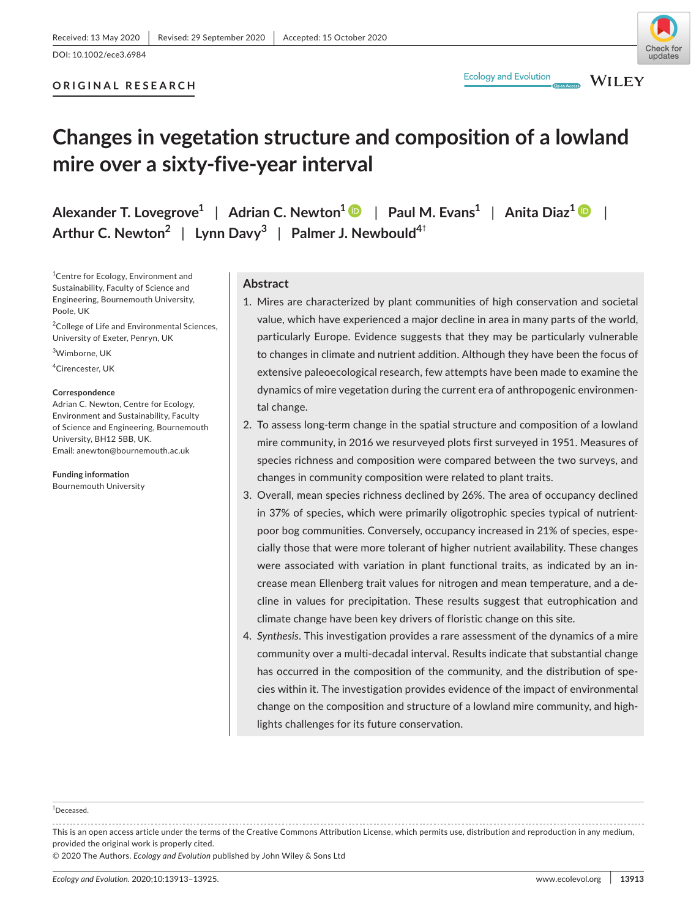Received: 13 May 2020 | Revised: 29 September 2020 | Accepted: 15 October 2020

DOI: 10.1002/ece3.6984

ORIGINAL RESEARCH

# Changes in vegetation structure and composition of a lowland mire over a sixty-five-year interval

**Alexander T. Lovegrove**[1] | **Adrian C. Newton**[1] | **Paul M. Evans**[1] | **Anita Diaz**[1] | **Arthur C. Newton**[2] | **Lynn Davy**[3] | **Palmer J. Newbould**[4†]

[1]Centre for Ecology, Environment and Sustainability, Faculty of Science and Engineering, Bournemouth University, Poole, UK

[2]College of Life and Environmental Sciences, University of Exeter, Penryn, UK

[3]Wimborne, UK

[4]Cirencester, UK

**Correspondence**
Adrian C. Newton, Centre for Ecology, Environment and Sustainability, Faculty of Science and Engineering, Bournemouth University, BH12 5BB, UK.
Email: anewton@bournemouth.ac.uk

**Funding information**
Bournemouth University

## Abstract

1. Mires are characterized by plant communities of high conservation and societal value, which have experienced a major decline in area in many parts of the world, particularly Europe. Evidence suggests that they may be particularly vulnerable to changes in climate and nutrient addition. Although they have been the focus of extensive paleoecological research, few attempts have been made to examine the dynamics of mire vegetation during the current era of anthropogenic environmental change.
2. To assess long-term change in the spatial structure and composition of a lowland mire community, in 2016 we resurveyed plots first surveyed in 1951. Measures of species richness and composition were compared between the two surveys, and changes in community composition were related to plant traits.
3. Overall, mean species richness declined by 26%. The area of occupancy declined in 37% of species, which were primarily oligotrophic species typical of nutrient-poor bog communities. Conversely, occupancy increased in 21% of species, especially those that were more tolerant of higher nutrient availability. These changes were associated with variation in plant functional traits, as indicated by an increase mean Ellenberg trait values for nitrogen and mean temperature, and a decline in values for precipitation. These results suggest that eutrophication and climate change have been key drivers of floristic change on this site.
4. *Synthesis*. This investigation provides a rare assessment of the dynamics of a mire community over a multi-decadal interval. Results indicate that substantial change has occurred in the composition of the community, and the distribution of species within it. The investigation provides evidence of the impact of environmental change on the composition and structure of a lowland mire community, and highlights challenges for its future conservation.

†Deceased.

This is an open access article under the terms of the Creative Commons Attribution License, which permits use, distribution and reproduction in any medium, provided the original work is properly cited.
© 2020 The Authors. *Ecology and Evolution* published by John Wiley & Sons Ltd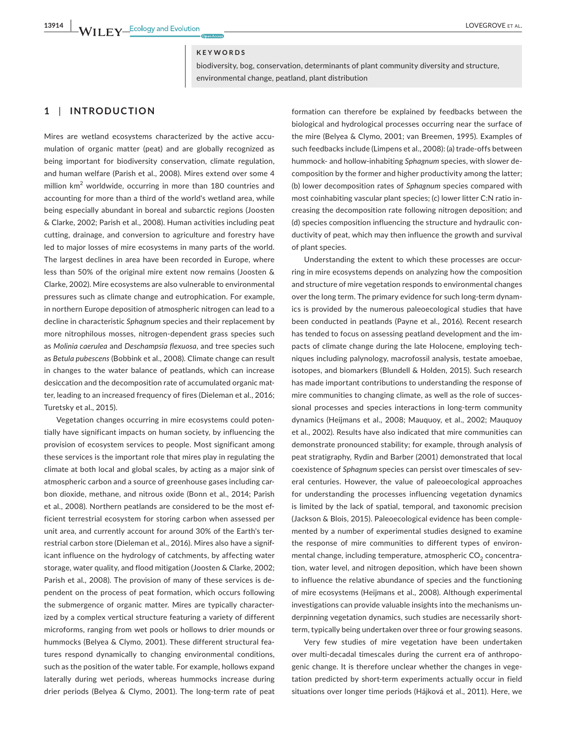**KEYWORDS**

biodiversity, bog, conservation, determinants of plant community diversity and structure, environmental change, peatland, plant distribution

## 1 | INTRODUCTION

Mires are wetland ecosystems characterized by the active accumulation of organic matter (peat) and are globally recognized as being important for biodiversity conservation, climate regulation, and human welfare (Parish et al., 2008). Mires extend over some 4 million km$^2$ worldwide, occurring in more than 180 countries and accounting for more than a third of the world's wetland area, while being especially abundant in boreal and subarctic regions (Joosten & Clarke, 2002; Parish et al., 2008). Human activities including peat cutting, drainage, and conversion to agriculture and forestry have led to major losses of mire ecosystems in many parts of the world. The largest declines in area have been recorded in Europe, where less than 50% of the original mire extent now remains (Joosten & Clarke, 2002). Mire ecosystems are also vulnerable to environmental pressures such as climate change and eutrophication. For example, in northern Europe deposition of atmospheric nitrogen can lead to a decline in characteristic *Sphagnum* species and their replacement by more nitrophilous mosses, nitrogen-dependent grass species such as *Molinia caerulea* and *Deschampsia flexuosa*, and tree species such as *Betula pubescens* (Bobbink et al., 2008). Climate change can result in changes to the water balance of peatlands, which can increase desiccation and the decomposition rate of accumulated organic matter, leading to an increased frequency of fires (Dieleman et al., 2016; Turetsky et al., 2015).

Vegetation changes occurring in mire ecosystems could potentially have significant impacts on human society, by influencing the provision of ecosystem services to people. Most significant among these services is the important role that mires play in regulating the climate at both local and global scales, by acting as a major sink of atmospheric carbon and a source of greenhouse gases including carbon dioxide, methane, and nitrous oxide (Bonn et al., 2014; Parish et al., 2008). Northern peatlands are considered to be the most efficient terrestrial ecosystem for storing carbon when assessed per unit area, and currently account for around 30% of the Earth's terrestrial carbon store (Dieleman et al., 2016). Mires also have a significant influence on the hydrology of catchments, by affecting water storage, water quality, and flood mitigation (Joosten & Clarke, 2002; Parish et al., 2008). The provision of many of these services is dependent on the process of peat formation, which occurs following the submergence of organic matter. Mires are typically characterized by a complex vertical structure featuring a variety of different microforms, ranging from wet pools or hollows to drier mounds or hummocks (Belyea & Clymo, 2001). These different structural features respond dynamically to changing environmental conditions, such as the position of the water table. For example, hollows expand laterally during wet periods, whereas hummocks increase during drier periods (Belyea & Clymo, 2001). The long-term rate of peat formation can therefore be explained by feedbacks between the biological and hydrological processes occurring near the surface of the mire (Belyea & Clymo, 2001; van Breemen, 1995). Examples of such feedbacks include (Limpens et al., 2008): (a) trade-offs between hummock- and hollow-inhabiting *Sphagnum* species, with slower decomposition by the former and higher productivity among the latter; (b) lower decomposition rates of *Sphagnum* species compared with most coinhabiting vascular plant species; (c) lower litter C:N ratio increasing the decomposition rate following nitrogen deposition; and (d) species composition influencing the structure and hydraulic conductivity of peat, which may then influence the growth and survival of plant species.

Understanding the extent to which these processes are occurring in mire ecosystems depends on analyzing how the composition and structure of mire vegetation responds to environmental changes over the long term. The primary evidence for such long-term dynamics is provided by the numerous paleoecological studies that have been conducted in peatlands (Payne et al., 2016). Recent research has tended to focus on assessing peatland development and the impacts of climate change during the late Holocene, employing techniques including palynology, macrofossil analysis, testate amoebae, isotopes, and biomarkers (Blundell & Holden, 2015). Such research has made important contributions to understanding the response of mire communities to changing climate, as well as the role of successional processes and species interactions in long-term community dynamics (Heijmans et al., 2008; Mauquoy, et al., 2002; Mauquoy et al., 2002). Results have also indicated that mire communities can demonstrate pronounced stability; for example, through analysis of peat stratigraphy, Rydin and Barber (2001) demonstrated that local coexistence of *Sphagnum* species can persist over timescales of several centuries. However, the value of paleoecological approaches for understanding the processes influencing vegetation dynamics is limited by the lack of spatial, temporal, and taxonomic precision (Jackson & Blois, 2015). Paleoecological evidence has been complemented by a number of experimental studies designed to examine the response of mire communities to different types of environmental change, including temperature, atmospheric $CO_2$ concentration, water level, and nitrogen deposition, which have been shown to influence the relative abundance of species and the functioning of mire ecosystems (Heijmans et al., 2008). Although experimental investigations can provide valuable insights into the mechanisms underpinning vegetation dynamics, such studies are necessarily short-term, typically being undertaken over three or four growing seasons.

Very few studies of mire vegetation have been undertaken over multi-decadal timescales during the current era of anthropogenic change. It is therefore unclear whether the changes in vegetation predicted by short-term experiments actually occur in field situations over longer time periods (Hájková et al., 2011). Here, we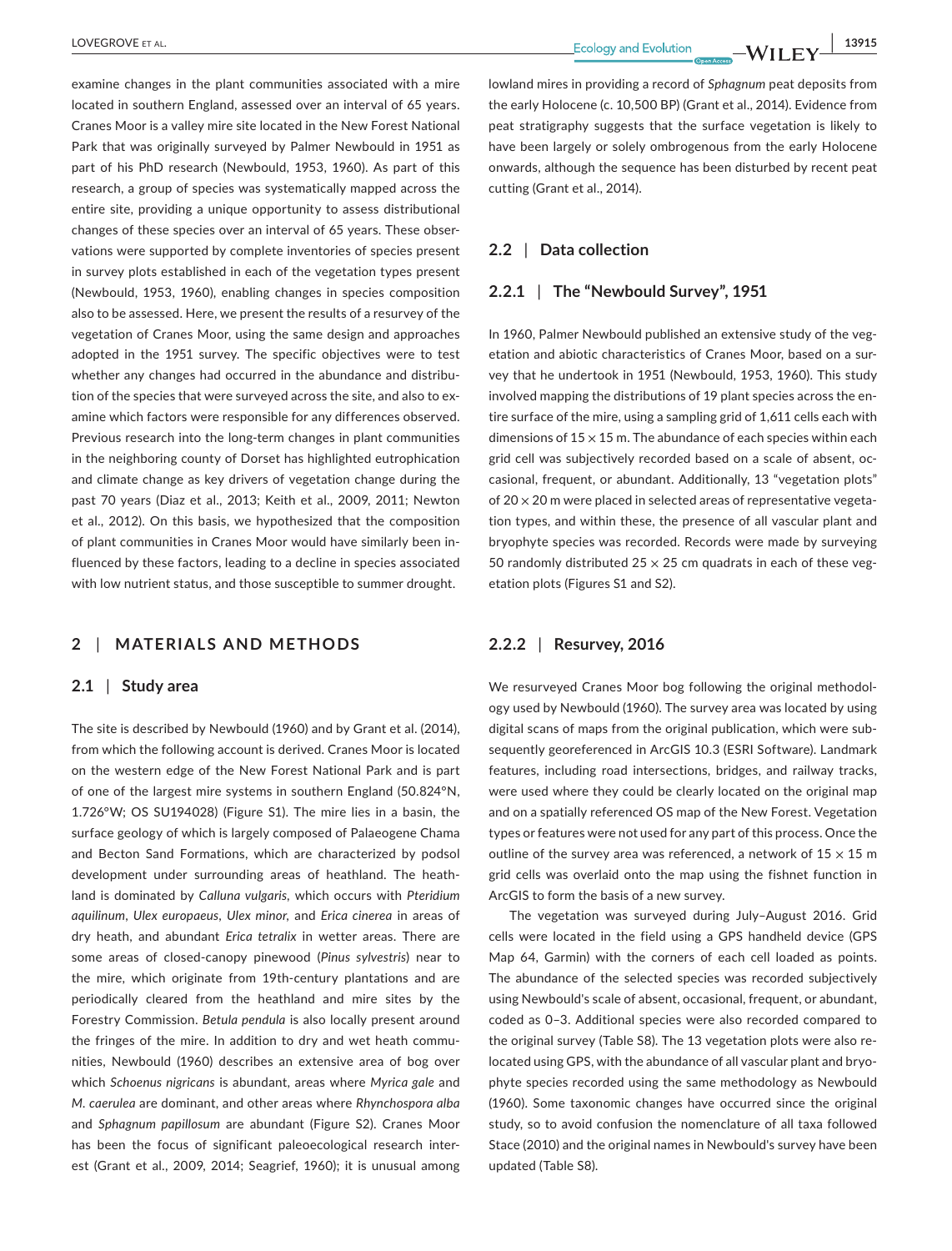examine changes in the plant communities associated with a mire located in southern England, assessed over an interval of 65 years. Cranes Moor is a valley mire site located in the New Forest National Park that was originally surveyed by Palmer Newbould in 1951 as part of his PhD research (Newbould, 1953, 1960). As part of this research, a group of species was systematically mapped across the entire site, providing a unique opportunity to assess distributional changes of these species over an interval of 65 years. These observations were supported by complete inventories of species present in survey plots established in each of the vegetation types present (Newbould, 1953, 1960), enabling changes in species composition also to be assessed. Here, we present the results of a resurvey of the vegetation of Cranes Moor, using the same design and approaches adopted in the 1951 survey. The specific objectives were to test whether any changes had occurred in the abundance and distribution of the species that were surveyed across the site, and also to examine which factors were responsible for any differences observed. Previous research into the long-term changes in plant communities in the neighboring county of Dorset has highlighted eutrophication and climate change as key drivers of vegetation change during the past 70 years (Diaz et al., 2013; Keith et al., 2009, 2011; Newton et al., 2012). On this basis, we hypothesized that the composition of plant communities in Cranes Moor would have similarly been influenced by these factors, leading to a decline in species associated with low nutrient status, and those susceptible to summer drought.

## 2 | MATERIALS AND METHODS

### 2.1 | Study area

The site is described by Newbould (1960) and by Grant et al. (2014), from which the following account is derived. Cranes Moor is located on the western edge of the New Forest National Park and is part of one of the largest mire systems in southern England (50.824°N, 1.726°W; OS SU194028) (Figure S1). The mire lies in a basin, the surface geology of which is largely composed of Palaeogene Chama and Becton Sand Formations, which are characterized by podsol development under surrounding areas of heathland. The heathland is dominated by *Calluna vulgaris*, which occurs with *Pteridium aquilinum*, *Ulex europaeus*, *Ulex minor*, and *Erica cinerea* in areas of dry heath, and abundant *Erica tetralix* in wetter areas. There are some areas of closed-canopy pinewood (*Pinus sylvestris*) near to the mire, which originate from 19th-century plantations and are periodically cleared from the heathland and mire sites by the Forestry Commission. *Betula pendula* is also locally present around the fringes of the mire. In addition to dry and wet heath communities, Newbould (1960) describes an extensive area of bog over which *Schoenus nigricans* is abundant, areas where *Myrica gale* and *M. caerulea* are dominant, and other areas where *Rhynchospora alba* and *Sphagnum papillosum* are abundant (Figure S2). Cranes Moor has been the focus of significant paleoecological research interest (Grant et al., 2009, 2014; Seagrief, 1960); it is unusual among lowland mires in providing a record of *Sphagnum* peat deposits from the early Holocene (c. 10,500 BP) (Grant et al., 2014). Evidence from peat stratigraphy suggests that the surface vegetation is likely to have been largely or solely ombrogenous from the early Holocene onwards, although the sequence has been disturbed by recent peat cutting (Grant et al., 2014).

### 2.2 | Data collection

#### 2.2.1 | The "Newbould Survey", 1951

In 1960, Palmer Newbould published an extensive study of the vegetation and abiotic characteristics of Cranes Moor, based on a survey that he undertook in 1951 (Newbould, 1953, 1960). This study involved mapping the distributions of 19 plant species across the entire surface of the mire, using a sampling grid of 1,611 cells each with dimensions of 15 × 15 m. The abundance of each species within each grid cell was subjectively recorded based on a scale of absent, occasional, frequent, or abundant. Additionally, 13 "vegetation plots" of 20 × 20 m were placed in selected areas of representative vegetation types, and within these, the presence of all vascular plant and bryophyte species was recorded. Records were made by surveying 50 randomly distributed 25 × 25 cm quadrats in each of these vegetation plots (Figures S1 and S2).

#### 2.2.2 | Resurvey, 2016

We resurveyed Cranes Moor bog following the original methodology used by Newbould (1960). The survey area was located by using digital scans of maps from the original publication, which were subsequently georeferenced in ArcGIS 10.3 (ESRI Software). Landmark features, including road intersections, bridges, and railway tracks, were used where they could be clearly located on the original map and on a spatially referenced OS map of the New Forest. Vegetation types or features were not used for any part of this process. Once the outline of the survey area was referenced, a network of 15 × 15 m grid cells was overlaid onto the map using the fishnet function in ArcGIS to form the basis of a new survey.

The vegetation was surveyed during July–August 2016. Grid cells were located in the field using a GPS handheld device (GPS Map 64, Garmin) with the corners of each cell loaded as points. The abundance of the selected species was recorded subjectively using Newbould's scale of absent, occasional, frequent, or abundant, coded as 0–3. Additional species were also recorded compared to the original survey (Table S8). The 13 vegetation plots were also relocated using GPS, with the abundance of all vascular plant and bryophyte species recorded using the same methodology as Newbould (1960). Some taxonomic changes have occurred since the original study, so to avoid confusion the nomenclature of all taxa followed Stace (2010) and the original names in Newbould's survey have been updated (Table S8).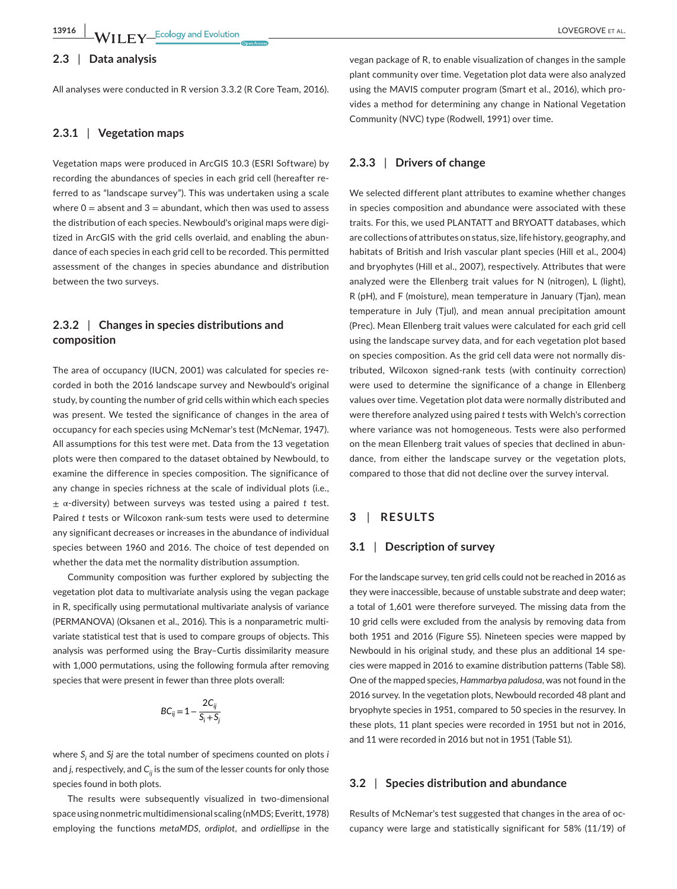### 2.3 | Data analysis

All analyses were conducted in R version 3.3.2 (R Core Team, 2016).

#### 2.3.1 | Vegetation maps

Vegetation maps were produced in ArcGIS 10.3 (ESRI Software) by recording the abundances of species in each grid cell (hereafter referred to as "landscape survey"). This was undertaken using a scale where 0 = absent and 3 = abundant, which then was used to assess the distribution of each species. Newbould's original maps were digitized in ArcGIS with the grid cells overlaid, and enabling the abundance of each species in each grid cell to be recorded. This permitted assessment of the changes in species abundance and distribution between the two surveys.

#### 2.3.2 | Changes in species distributions and composition

The area of occupancy (IUCN, 2001) was calculated for species recorded in both the 2016 landscape survey and Newbould's original study, by counting the number of grid cells within which each species was present. We tested the significance of changes in the area of occupancy for each species using McNemar's test (McNemar, 1947). All assumptions for this test were met. Data from the 13 vegetation plots were then compared to the dataset obtained by Newbould, to examine the difference in species composition. The significance of any change in species richness at the scale of individual plots (i.e., ± α-diversity) between surveys was tested using a paired *t* test. Paired *t* tests or Wilcoxon rank-sum tests were used to determine any significant decreases or increases in the abundance of individual species between 1960 and 2016. The choice of test depended on whether the data met the normality distribution assumption.

Community composition was further explored by subjecting the vegetation plot data to multivariate analysis using the vegan package in R, specifically using permutational multivariate analysis of variance (PERMANOVA) (Oksanen et al., 2016). This is a nonparametric multivariate statistical test that is used to compare groups of objects. This analysis was performed using the Bray–Curtis dissimilarity measure with 1,000 permutations, using the following formula after removing species that were present in fewer than three plots overall:

$$BC_{ij} = 1 - \frac{2C_{ij}}{S_i + S_j}$$

where $S_i$ and $Sj$ are the total number of specimens counted on plots *i* and *j*, respectively, and $C_{ij}$ is the sum of the lesser counts for only those species found in both plots.

The results were subsequently visualized in two-dimensional space using nonmetric multidimensional scaling (nMDS; Everitt, 1978) employing the functions *metaMDS*, *ordiplot*, and *ordiellipse* in the vegan package of R, to enable visualization of changes in the sample plant community over time. Vegetation plot data were also analyzed using the MAVIS computer program (Smart et al., 2016), which provides a method for determining any change in National Vegetation Community (NVC) type (Rodwell, 1991) over time.

#### 2.3.3 | Drivers of change

We selected different plant attributes to examine whether changes in species composition and abundance were associated with these traits. For this, we used PLANTATT and BRYOATT databases, which are collections of attributes on status, size, life history, geography, and habitats of British and Irish vascular plant species (Hill et al., 2004) and bryophytes (Hill et al., 2007), respectively. Attributes that were analyzed were the Ellenberg trait values for N (nitrogen), L (light), R (pH), and F (moisture), mean temperature in January (Tjan), mean temperature in July (Tjul), and mean annual precipitation amount (Prec). Mean Ellenberg trait values were calculated for each grid cell using the landscape survey data, and for each vegetation plot based on species composition. As the grid cell data were not normally distributed, Wilcoxon signed-rank tests (with continuity correction) were used to determine the significance of a change in Ellenberg values over time. Vegetation plot data were normally distributed and were therefore analyzed using paired *t* tests with Welch's correction where variance was not homogeneous. Tests were also performed on the mean Ellenberg trait values of species that declined in abundance, from either the landscape survey or the vegetation plots, compared to those that did not decline over the survey interval.

## 3 | RESULTS

### 3.1 | Description of survey

For the landscape survey, ten grid cells could not be reached in 2016 as they were inaccessible, because of unstable substrate and deep water; a total of 1,601 were therefore surveyed. The missing data from the 10 grid cells were excluded from the analysis by removing data from both 1951 and 2016 (Figure S5). Nineteen species were mapped by Newbould in his original study, and these plus an additional 14 species were mapped in 2016 to examine distribution patterns (Table S8). One of the mapped species, *Hammarbya paludosa*, was not found in the 2016 survey. In the vegetation plots, Newbould recorded 48 plant and bryophyte species in 1951, compared to 50 species in the resurvey. In these plots, 11 plant species were recorded in 1951 but not in 2016, and 11 were recorded in 2016 but not in 1951 (Table S1).

### 3.2 | Species distribution and abundance

Results of McNemar's test suggested that changes in the area of occupancy were large and statistically significant for 58% (11/19) of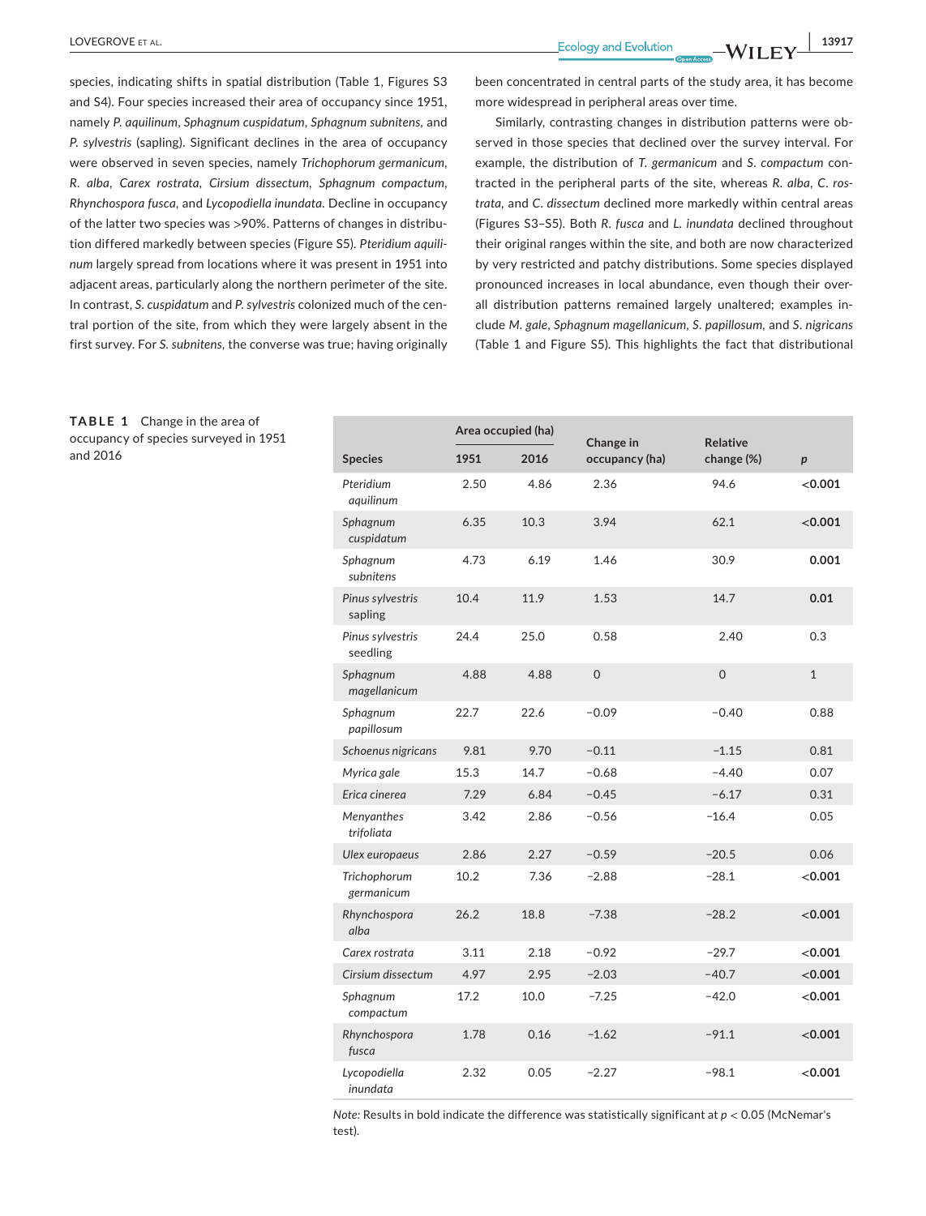species, indicating shifts in spatial distribution (Table 1, Figures S3 and S4). Four species increased their area of occupancy since 1951, namely *P. aquilinum*, *Sphagnum cuspidatum*, *Sphagnum subnitens*, and *P. sylvestris* (sapling). Significant declines in the area of occupancy were observed in seven species, namely *Trichophorum germanicum*, *R. alba*, *Carex rostrata*, *Cirsium dissectum*, *Sphagnum compactum*, *Rhynchospora fusca*, and *Lycopodiella inundata*. Decline in occupancy of the latter two species was >90%. Patterns of changes in distribution differed markedly between species (Figure S5). *Pteridium aquilinum* largely spread from locations where it was present in 1951 into adjacent areas, particularly along the northern perimeter of the site. In contrast, *S. cuspidatum* and *P. sylvestris* colonized much of the central portion of the site, from which they were largely absent in the first survey. For *S. subnitens*, the converse was true; having originally been concentrated in central parts of the study area, it has become more widespread in peripheral areas over time.

Similarly, contrasting changes in distribution patterns were observed in those species that declined over the survey interval. For example, the distribution of *T. germanicum* and *S. compactum* contracted in the peripheral parts of the site, whereas *R. alba*, *C. rostrata*, and *C. dissectum* declined more markedly within central areas (Figures S3–S5). Both *R. fusca* and *L. inundata* declined throughout their original ranges within the site, and both are now characterized by very restricted and patchy distributions. Some species displayed pronounced increases in local abundance, even though their overall distribution patterns remained largely unaltered; examples include *M. gale*, *Sphagnum magellanicum*, *S. papillosum*, and *S. nigricans* (Table 1 and Figure S5). This highlights the fact that distributional

**TABLE 1** Change in the area of occupancy of species surveyed in 1951 and 2016

| Species | Area occupied (ha) | | Change in occupancy (ha) | Relative change (%) | *p* |
|---|---|---|---|---|---|
| | 1951 | 2016 | | | |
| *Pteridium aquilinum* | 2.50 | 4.86 | 2.36 | 94.6 | **<0.001** |
| *Sphagnum cuspidatum* | 6.35 | 10.3 | 3.94 | 62.1 | **<0.001** |
| *Sphagnum subnitens* | 4.73 | 6.19 | 1.46 | 30.9 | **0.001** |
| *Pinus sylvestris* sapling | 10.4 | 11.9 | 1.53 | 14.7 | **0.01** |
| *Pinus sylvestris* seedling | 24.4 | 25.0 | 0.58 | 2.40 | 0.3 |
| *Sphagnum magellanicum* | 4.88 | 4.88 | 0 | 0 | 1 |
| *Sphagnum papillosum* | 22.7 | 22.6 | −0.09 | −0.40 | 0.88 |
| *Schoenus nigricans* | 9.81 | 9.70 | −0.11 | −1.15 | 0.81 |
| *Myrica gale* | 15.3 | 14.7 | −0.68 | −4.40 | 0.07 |
| *Erica cinerea* | 7.29 | 6.84 | −0.45 | −6.17 | 0.31 |
| *Menyanthes trifoliata* | 3.42 | 2.86 | −0.56 | −16.4 | 0.05 |
| *Ulex europaeus* | 2.86 | 2.27 | −0.59 | −20.5 | 0.06 |
| *Trichophorum germanicum* | 10.2 | 7.36 | −2.88 | −28.1 | **<0.001** |
| *Rhynchospora alba* | 26.2 | 18.8 | −7.38 | −28.2 | **<0.001** |
| *Carex rostrata* | 3.11 | 2.18 | −0.92 | −29.7 | **<0.001** |
| *Cirsium dissectum* | 4.97 | 2.95 | −2.03 | −40.7 | **<0.001** |
| *Sphagnum compactum* | 17.2 | 10.0 | −7.25 | −42.0 | **<0.001** |
| *Rhynchospora fusca* | 1.78 | 0.16 | −1.62 | −91.1 | **<0.001** |
| *Lycopodiella inundata* | 2.32 | 0.05 | −2.27 | −98.1 | **<0.001** |

*Note:* Results in bold indicate the difference was statistically significant at $p < 0.05$ (McNemar's test).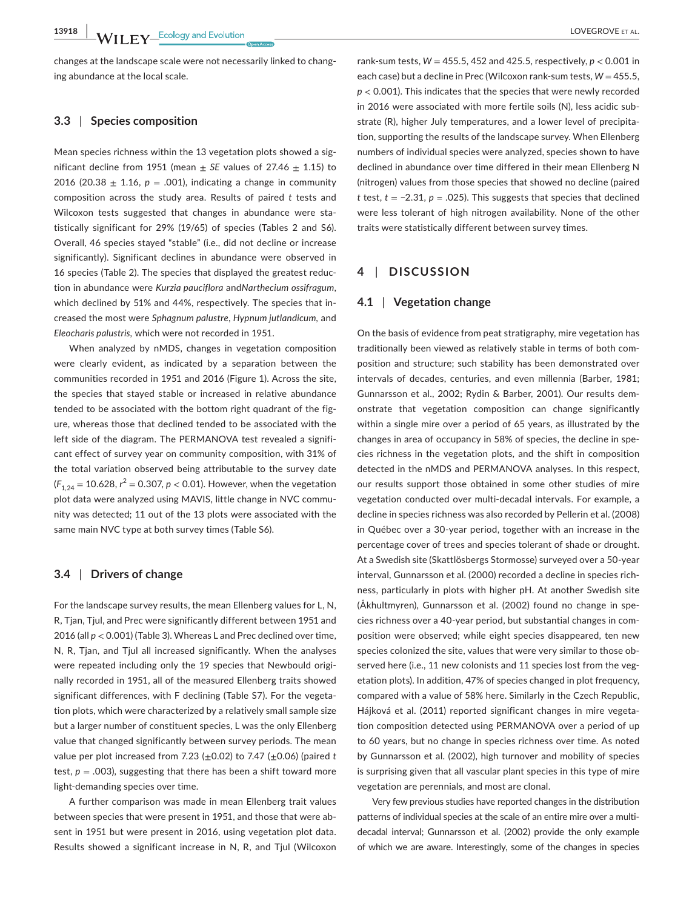changes at the landscape scale were not necessarily linked to changing abundance at the local scale.

### 3.3 | Species composition

Mean species richness within the 13 vegetation plots showed a significant decline from 1951 (mean ± *SE* values of 27.46 ± 1.15) to 2016 (20.38 ± 1.16, $p$ = .001), indicating a change in community composition across the study area. Results of paired $t$ tests and Wilcoxon tests suggested that changes in abundance were statistically significant for 29% (19/65) of species (Tables 2 and S6). Overall, 46 species stayed "stable" (i.e., did not decline or increase significantly). Significant declines in abundance were observed in 16 species (Table 2). The species that displayed the greatest reduction in abundance were *Kurzia pauciflora* and*Narthecium ossifragum*, which declined by 51% and 44%, respectively. The species that increased the most were *Sphagnum palustre*, *Hypnum jutlandicum*, and *Eleocharis palustris*, which were not recorded in 1951.

When analyzed by nMDS, changes in vegetation composition were clearly evident, as indicated by a separation between the communities recorded in 1951 and 2016 (Figure 1). Across the site, the species that stayed stable or increased in relative abundance tended to be associated with the bottom right quadrant of the figure, whereas those that declined tended to be associated with the left side of the diagram. The PERMANOVA test revealed a significant effect of survey year on community composition, with 31% of the total variation observed being attributable to the survey date ($F_{1,24}$ = 10.628, $r^2$ = 0.307, $p$ < 0.01). However, when the vegetation plot data were analyzed using MAVIS, little change in NVC community was detected; 11 out of the 13 plots were associated with the same main NVC type at both survey times (Table S6).

### 3.4 | Drivers of change

For the landscape survey results, the mean Ellenberg values for L, N, R, Tjan, Tjul, and Prec were significantly different between 1951 and 2016 (all $p$ < 0.001) (Table 3). Whereas L and Prec declined over time, N, R, Tjan, and Tjul all increased significantly. When the analyses were repeated including only the 19 species that Newbould originally recorded in 1951, all of the measured Ellenberg traits showed significant differences, with F declining (Table S7). For the vegetation plots, which were characterized by a relatively small sample size but a larger number of constituent species, L was the only Ellenberg value that changed significantly between survey periods. The mean value per plot increased from 7.23 (±0.02) to 7.47 (±0.06) (paired $t$ test, $p$ = .003), suggesting that there has been a shift toward more light-demanding species over time.

A further comparison was made in mean Ellenberg trait values between species that were present in 1951, and those that were absent in 1951 but were present in 2016, using vegetation plot data. Results showed a significant increase in N, R, and Tjul (Wilcoxon rank-sum tests, $W$ = 455.5, 452 and 425.5, respectively, $p$ < 0.001 in each case) but a decline in Prec (Wilcoxon rank-sum tests, $W$ = 455.5, $p$ < 0.001). This indicates that the species that were newly recorded in 2016 were associated with more fertile soils (N), less acidic substrate (R), higher July temperatures, and a lower level of precipitation, supporting the results of the landscape survey. When Ellenberg numbers of individual species were analyzed, species shown to have declined in abundance over time differed in their mean Ellenberg N (nitrogen) values from those species that showed no decline (paired $t$ test, $t$ = −2.31, $p$ = .025). This suggests that species that declined were less tolerant of high nitrogen availability. None of the other traits were statistically different between survey times.

## 4 | DISCUSSION

### 4.1 | Vegetation change

On the basis of evidence from peat stratigraphy, mire vegetation has traditionally been viewed as relatively stable in terms of both composition and structure; such stability has been demonstrated over intervals of decades, centuries, and even millennia (Barber, 1981; Gunnarsson et al., 2002; Rydin & Barber, 2001). Our results demonstrate that vegetation composition can change significantly within a single mire over a period of 65 years, as illustrated by the changes in area of occupancy in 58% of species, the decline in species richness in the vegetation plots, and the shift in composition detected in the nMDS and PERMANOVA analyses. In this respect, our results support those obtained in some other studies of mire vegetation conducted over multi-decadal intervals. For example, a decline in species richness was also recorded by Pellerin et al. (2008) in Québec over a 30-year period, together with an increase in the percentage cover of trees and species tolerant of shade or drought. At a Swedish site (Skattlösbergs Stormosse) surveyed over a 50-year interval, Gunnarsson et al. (2000) recorded a decline in species richness, particularly in plots with higher pH. At another Swedish site (Åkhultmyren), Gunnarsson et al. (2002) found no change in species richness over a 40-year period, but substantial changes in composition were observed; while eight species disappeared, ten new species colonized the site, values that were very similar to those observed here (i.e., 11 new colonists and 11 species lost from the vegetation plots). In addition, 47% of species changed in plot frequency, compared with a value of 58% here. Similarly in the Czech Republic, Hájková et al. (2011) reported significant changes in mire vegetation composition detected using PERMANOVA over a period of up to 60 years, but no change in species richness over time. As noted by Gunnarsson et al. (2002), high turnover and mobility of species is surprising given that all vascular plant species in this type of mire vegetation are perennials, and most are clonal.

Very few previous studies have reported changes in the distribution patterns of individual species at the scale of an entire mire over a multi-decadal interval; Gunnarsson et al. (2002) provide the only example of which we are aware. Interestingly, some of the changes in species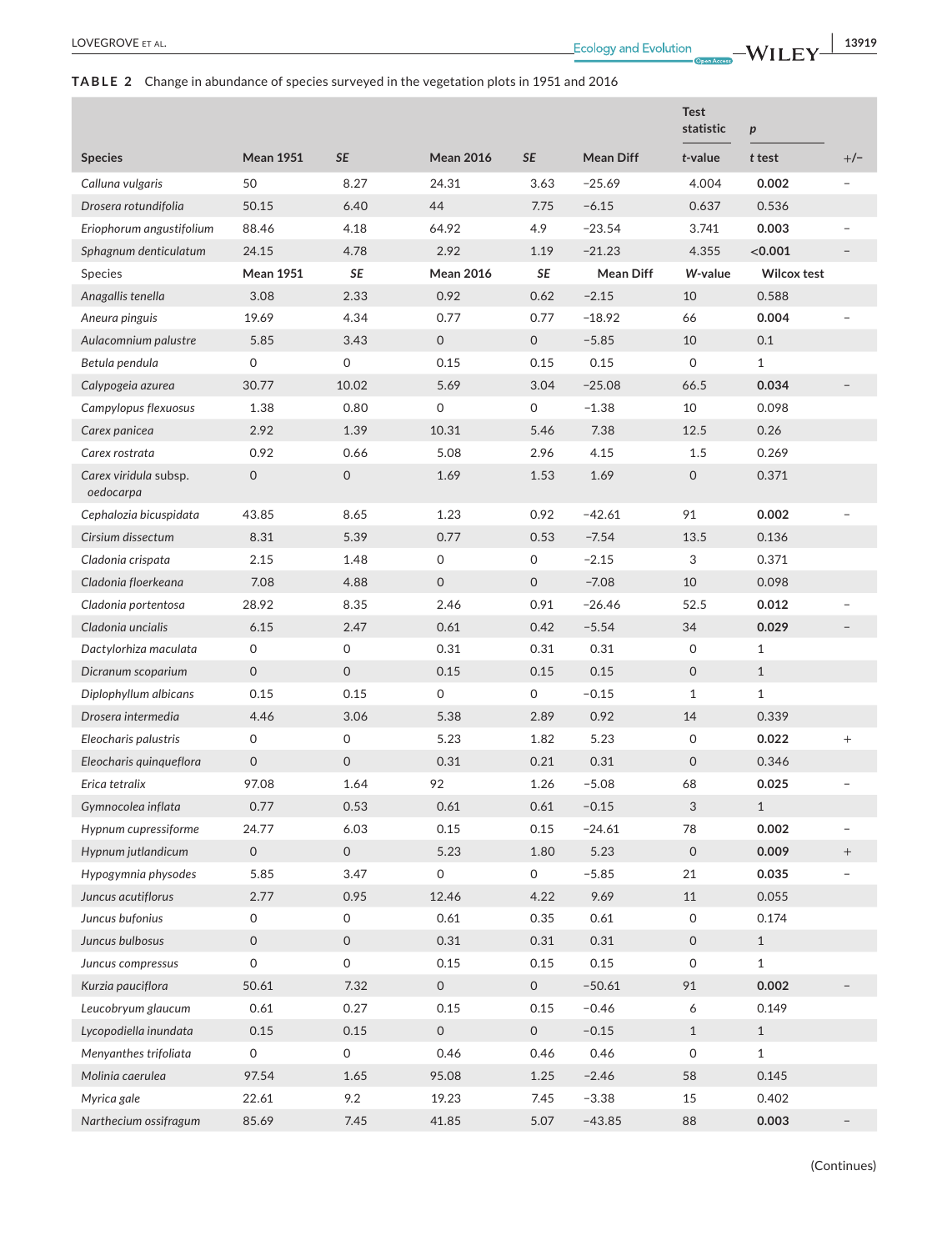**TABLE 2** Change in abundance of species surveyed in the vegetation plots in 1951 and 2016

| Species | Mean 1951 | *SE* | Mean 2016 | *SE* | Mean Diff | Test statistic *t*-value | *p* *t* test | +/− |
|---|---|---|---|---|---|---|---|---|
| *Calluna vulgaris* | 50 | 8.27 | 24.31 | 3.63 | −25.69 | 4.004 | **0.002** | − |
| *Drosera rotundifolia* | 50.15 | 6.40 | 44 | 7.75 | −6.15 | 0.637 | 0.536 | |
| *Eriophorum angustifolium* | 88.46 | 4.18 | 64.92 | 4.9 | −23.54 | 3.741 | **0.003** | − |
| *Sphagnum denticulatum* | 24.15 | 4.78 | 2.92 | 1.19 | −21.23 | 4.355 | **<0.001** | − |
| Species | **Mean 1951** | ***SE*** | **Mean 2016** | ***SE*** | **Mean Diff** | ***W*-value** | **Wilcox test** | |
| *Anagallis tenella* | 3.08 | 2.33 | 0.92 | 0.62 | −2.15 | 10 | 0.588 | |
| *Aneura pinguis* | 19.69 | 4.34 | 0.77 | 0.77 | −18.92 | 66 | **0.004** | − |
| *Aulacomnium palustre* | 5.85 | 3.43 | 0 | 0 | −5.85 | 10 | 0.1 | |
| *Betula pendula* | 0 | 0 | 0.15 | 0.15 | 0.15 | 0 | 1 | |
| *Calypogeia azurea* | 30.77 | 10.02 | 5.69 | 3.04 | −25.08 | 66.5 | **0.034** | − |
| *Campylopus flexuosus* | 1.38 | 0.80 | 0 | 0 | −1.38 | 10 | 0.098 | |
| *Carex panicea* | 2.92 | 1.39 | 10.31 | 5.46 | 7.38 | 12.5 | 0.26 | |
| *Carex rostrata* | 0.92 | 0.66 | 5.08 | 2.96 | 4.15 | 1.5 | 0.269 | |
| *Carex viridula* subsp. *oedocarpa* | 0 | 0 | 1.69 | 1.53 | 1.69 | 0 | 0.371 | |
| *Cephalozia bicuspidata* | 43.85 | 8.65 | 1.23 | 0.92 | −42.61 | 91 | **0.002** | − |
| *Cirsium dissectum* | 8.31 | 5.39 | 0.77 | 0.53 | −7.54 | 13.5 | 0.136 | |
| *Cladonia crispata* | 2.15 | 1.48 | 0 | 0 | −2.15 | 3 | 0.371 | |
| *Cladonia floerkeana* | 7.08 | 4.88 | 0 | 0 | −7.08 | 10 | 0.098 | |
| *Cladonia portentosa* | 28.92 | 8.35 | 2.46 | 0.91 | −26.46 | 52.5 | **0.012** | − |
| *Cladonia uncialis* | 6.15 | 2.47 | 0.61 | 0.42 | −5.54 | 34 | **0.029** | − |
| *Dactylorhiza maculata* | 0 | 0 | 0.31 | 0.31 | 0.31 | 0 | 1 | |
| *Dicranum scoparium* | 0 | 0 | 0.15 | 0.15 | 0.15 | 0 | 1 | |
| *Diplophyllum albicans* | 0.15 | 0.15 | 0 | 0 | −0.15 | 1 | 1 | |
| *Drosera intermedia* | 4.46 | 3.06 | 5.38 | 2.89 | 0.92 | 14 | 0.339 | |
| *Eleocharis palustris* | 0 | 0 | 5.23 | 1.82 | 5.23 | 0 | **0.022** | + |
| *Eleocharis quinqueflora* | 0 | 0 | 0.31 | 0.21 | 0.31 | 0 | 0.346 | |
| *Erica tetralix* | 97.08 | 1.64 | 92 | 1.26 | −5.08 | 68 | **0.025** | − |
| *Gymnocolea inflata* | 0.77 | 0.53 | 0.61 | 0.61 | −0.15 | 3 | 1 | |
| *Hypnum cupressiforme* | 24.77 | 6.03 | 0.15 | 0.15 | −24.61 | 78 | **0.002** | − |
| *Hypnum jutlandicum* | 0 | 0 | 5.23 | 1.80 | 5.23 | 0 | **0.009** | + |
| *Hypogymnia physodes* | 5.85 | 3.47 | 0 | 0 | −5.85 | 21 | **0.035** | − |
| *Juncus acutiflorus* | 2.77 | 0.95 | 12.46 | 4.22 | 9.69 | 11 | 0.055 | |
| *Juncus bufonius* | 0 | 0 | 0.61 | 0.35 | 0.61 | 0 | 0.174 | |
| *Juncus bulbosus* | 0 | 0 | 0.31 | 0.31 | 0.31 | 0 | 1 | |
| *Juncus compressus* | 0 | 0 | 0.15 | 0.15 | 0.15 | 0 | 1 | |
| *Kurzia pauciflora* | 50.61 | 7.32 | 0 | 0 | −50.61 | 91 | **0.002** | − |
| *Leucobryum glaucum* | 0.61 | 0.27 | 0.15 | 0.15 | −0.46 | 6 | 0.149 | |
| *Lycopodiella inundata* | 0.15 | 0.15 | 0 | 0 | −0.15 | 1 | 1 | |
| *Menyanthes trifoliata* | 0 | 0 | 0.46 | 0.46 | 0.46 | 0 | 1 | |
| *Molinia caerulea* | 97.54 | 1.65 | 95.08 | 1.25 | −2.46 | 58 | 0.145 | |
| *Myrica gale* | 22.61 | 9.2 | 19.23 | 7.45 | −3.38 | 15 | 0.402 | |
| *Narthecium ossifragum* | 85.69 | 7.45 | 41.85 | 5.07 | −43.85 | 88 | **0.003** | − |

(Continues)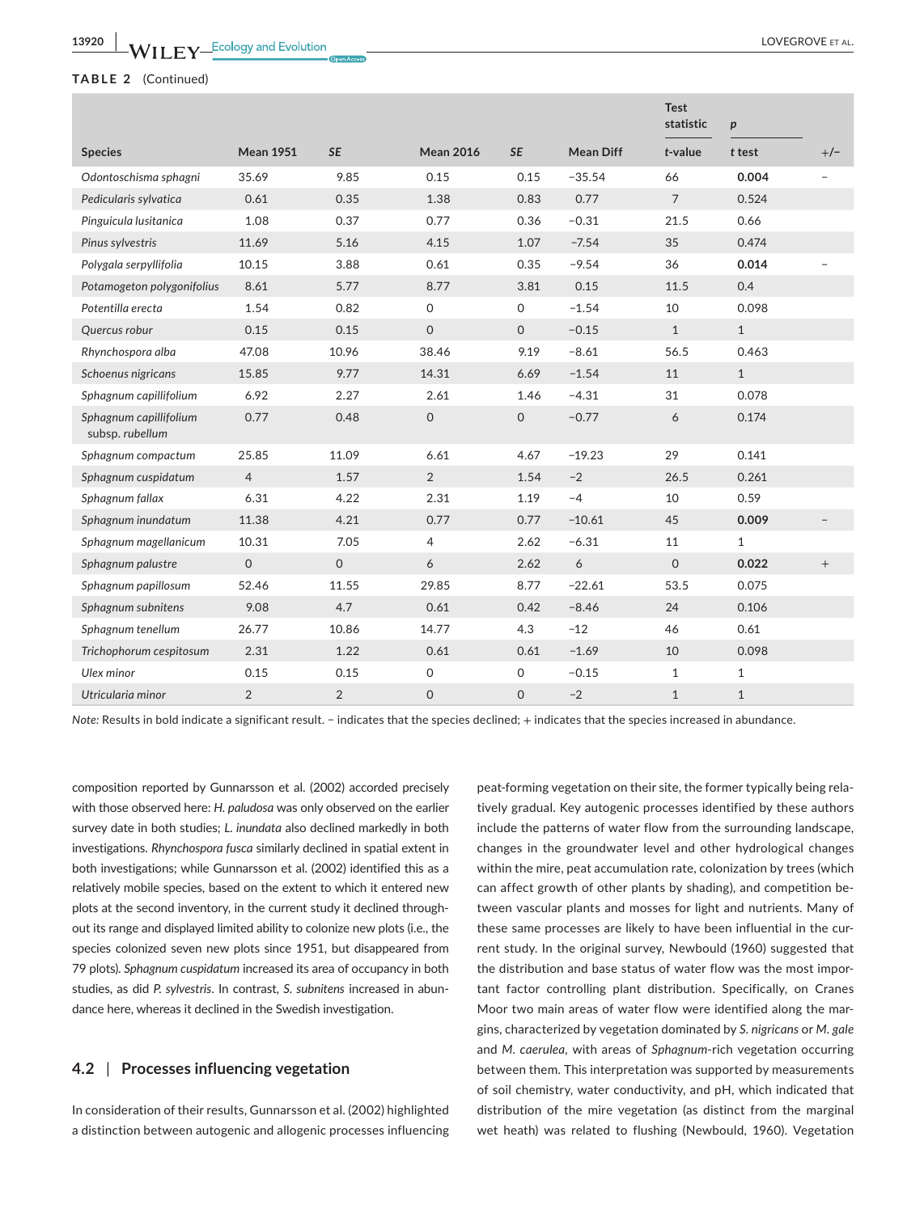**TABLE 2** (Continued)

| Species | Mean 1951 | SE | Mean 2016 | SE | Mean Diff | Test statistic *t*-value | *p* *t* test | +/− |
|---|---|---|---|---|---|---|---|---|
| *Odontoschisma sphagni* | 35.69 | 9.85 | 0.15 | 0.15 | −35.54 | 66 | **0.004** | − |
| *Pedicularis sylvatica* | 0.61 | 0.35 | 1.38 | 0.83 | 0.77 | 7 | 0.524 | |
| *Pinguicula lusitanica* | 1.08 | 0.37 | 0.77 | 0.36 | −0.31 | 21.5 | 0.66 | |
| *Pinus sylvestris* | 11.69 | 5.16 | 4.15 | 1.07 | −7.54 | 35 | 0.474 | |
| *Polygala serpyllifolia* | 10.15 | 3.88 | 0.61 | 0.35 | −9.54 | 36 | **0.014** | − |
| *Potamogeton polygonifolius* | 8.61 | 5.77 | 8.77 | 3.81 | 0.15 | 11.5 | 0.4 | |
| *Potentilla erecta* | 1.54 | 0.82 | 0 | 0 | −1.54 | 10 | 0.098 | |
| *Quercus robur* | 0.15 | 0.15 | 0 | 0 | −0.15 | 1 | 1 | |
| *Rhynchospora alba* | 47.08 | 10.96 | 38.46 | 9.19 | −8.61 | 56.5 | 0.463 | |
| *Schoenus nigricans* | 15.85 | 9.77 | 14.31 | 6.69 | −1.54 | 11 | 1 | |
| *Sphagnum capillifolium* | 6.92 | 2.27 | 2.61 | 1.46 | −4.31 | 31 | 0.078 | |
| *Sphagnum capillifolium* subsp. *rubellum* | 0.77 | 0.48 | 0 | 0 | −0.77 | 6 | 0.174 | |
| *Sphagnum compactum* | 25.85 | 11.09 | 6.61 | 4.67 | −19.23 | 29 | 0.141 | |
| *Sphagnum cuspidatum* | 4 | 1.57 | 2 | 1.54 | −2 | 26.5 | 0.261 | |
| *Sphagnum fallax* | 6.31 | 4.22 | 2.31 | 1.19 | −4 | 10 | 0.59 | |
| *Sphagnum inundatum* | 11.38 | 4.21 | 0.77 | 0.77 | −10.61 | 45 | **0.009** | − |
| *Sphagnum magellanicum* | 10.31 | 7.05 | 4 | 2.62 | −6.31 | 11 | 1 | |
| *Sphagnum palustre* | 0 | 0 | 6 | 2.62 | 6 | 0 | **0.022** | + |
| *Sphagnum papillosum* | 52.46 | 11.55 | 29.85 | 8.77 | −22.61 | 53.5 | 0.075 | |
| *Sphagnum subnitens* | 9.08 | 4.7 | 0.61 | 0.42 | −8.46 | 24 | 0.106 | |
| *Sphagnum tenellum* | 26.77 | 10.86 | 14.77 | 4.3 | −12 | 46 | 0.61 | |
| *Trichophorum cespitosum* | 2.31 | 1.22 | 0.61 | 0.61 | −1.69 | 10 | 0.098 | |
| *Ulex minor* | 0.15 | 0.15 | 0 | 0 | −0.15 | 1 | 1 | |
| *Utricularia minor* | 2 | 2 | 0 | 0 | −2 | 1 | 1 | |

*Note:* Results in bold indicate a significant result. − indicates that the species declined; + indicates that the species increased in abundance.

composition reported by Gunnarsson et al. (2002) accorded precisely with those observed here: *H. paludosa* was only observed on the earlier survey date in both studies; *L. inundata* also declined markedly in both investigations. *Rhynchospora fusca* similarly declined in spatial extent in both investigations; while Gunnarsson et al. (2002) identified this as a relatively mobile species, based on the extent to which it entered new plots at the second inventory, in the current study it declined throughout its range and displayed limited ability to colonize new plots (i.e., the species colonized seven new plots since 1951, but disappeared from 79 plots). *Sphagnum cuspidatum* increased its area of occupancy in both studies, as did *P. sylvestris*. In contrast, *S. subnitens* increased in abundance here, whereas it declined in the Swedish investigation.

### 4.2 | Processes influencing vegetation

In consideration of their results, Gunnarsson et al. (2002) highlighted a distinction between autogenic and allogenic processes influencing peat-forming vegetation on their site, the former typically being relatively gradual. Key autogenic processes identified by these authors include the patterns of water flow from the surrounding landscape, changes in the groundwater level and other hydrological changes within the mire, peat accumulation rate, colonization by trees (which can affect growth of other plants by shading), and competition between vascular plants and mosses for light and nutrients. Many of these same processes are likely to have been influential in the current study. In the original survey, Newbould (1960) suggested that the distribution and base status of water flow was the most important factor controlling plant distribution. Specifically, on Cranes Moor two main areas of water flow were identified along the margins, characterized by vegetation dominated by *S. nigricans* or *M. gale* and *M. caerulea*, with areas of *Sphagnum*-rich vegetation occurring between them. This interpretation was supported by measurements of soil chemistry, water conductivity, and pH, which indicated that distribution of the mire vegetation (as distinct from the marginal wet heath) was related to flushing (Newbould, 1960). Vegetation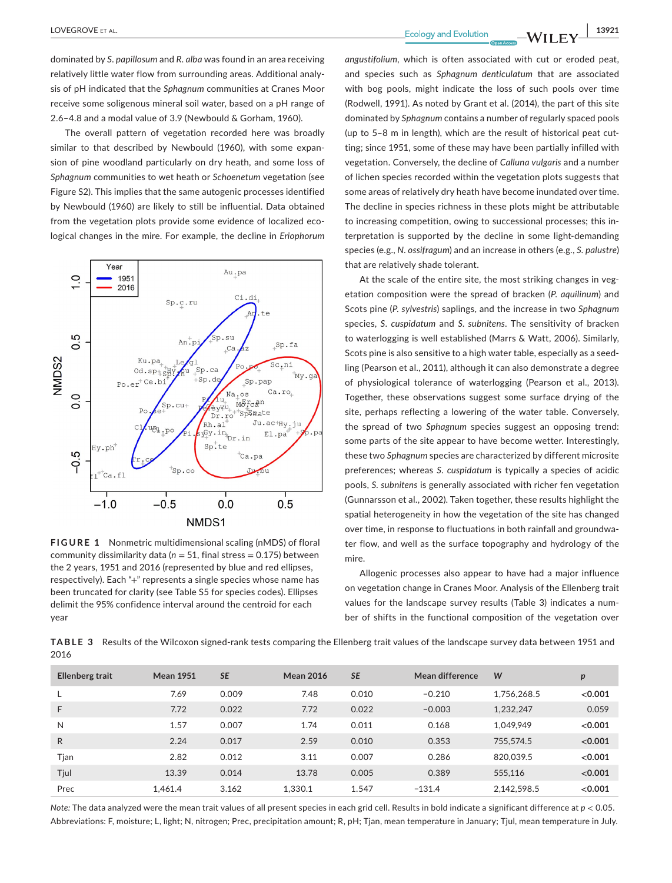dominated by *S. papillosum* and *R. alba* was found in an area receiving relatively little water flow from surrounding areas. Additional analysis of pH indicated that the *Sphagnum* communities at Cranes Moor receive some soligenous mineral soil water, based on a pH range of 2.6–4.8 and a modal value of 3.9 (Newbould & Gorham, 1960).

The overall pattern of vegetation recorded here was broadly similar to that described by Newbould (1960), with some expansion of pine woodland particularly on dry heath, and some loss of *Sphagnum* communities to wet heath or *Schoenetum* vegetation (see Figure S2). This implies that the same autogenic processes identified by Newbould (1960) are likely to still be influential. Data obtained from the vegetation plots provide some evidence of localized ecological changes in the mire. For example, the decline in *Eriophorum angustifolium*, which is often associated with cut or eroded peat, and species such as *Sphagnum denticulatum* that are associated with bog pools, might indicate the loss of such pools over time (Rodwell, 1991). As noted by Grant et al. (2014), the part of this site dominated by *Sphagnum* contains a number of regularly spaced pools (up to 5–8 m in length), which are the result of historical peat cutting; since 1951, some of these may have been partially infilled with vegetation. Conversely, the decline of *Calluna vulgaris* and a number of lichen species recorded within the vegetation plots suggests that some areas of relatively dry heath have become inundated over time. The decline in species richness in these plots might be attributable to increasing competition, owing to successional processes; this interpretation is supported by the decline in some light-demanding species (e.g., *N. ossifragum*) and an increase in others (e.g., *S. palustre*) that are relatively shade tolerant.

**FIGURE 1** Nonmetric multidimensional scaling (nMDS) of floral community dissimilarity data ($n = 51$, final stress = 0.175) between the 2 years, 1951 and 2016 (represented by blue and red ellipses, respectively). Each "+" represents a single species whose name has been truncated for clarity (see Table S5 for species codes). Ellipses delimit the 95% confidence interval around the centroid for each year

At the scale of the entire site, the most striking changes in vegetation composition were the spread of bracken (*P. aquilinum*) and Scots pine (*P. sylvestris*) saplings, and the increase in two *Sphagnum* species, *S. cuspidatum* and *S. subnitens*. The sensitivity of bracken to waterlogging is well established (Marrs & Watt, 2006). Similarly, Scots pine is also sensitive to a high water table, especially as a seedling (Pearson et al., 2011), although it can also demonstrate a degree of physiological tolerance of waterlogging (Pearson et al., 2013). Together, these observations suggest some surface drying of the site, perhaps reflecting a lowering of the water table. Conversely, the spread of two *Sphagnum* species suggest an opposing trend: some parts of the site appear to have become wetter. Interestingly, these two *Sphagnum* species are characterized by different microsite preferences; whereas *S. cuspidatum* is typically a species of acidic pools, *S. subnitens* is generally associated with richer fen vegetation (Gunnarsson et al., 2002). Taken together, these results highlight the spatial heterogeneity in how the vegetation of the site has changed over time, in response to fluctuations in both rainfall and groundwater flow, and well as the surface topography and hydrology of the mire.

Allogenic processes also appear to have had a major influence on vegetation change in Cranes Moor. Analysis of the Ellenberg trait values for the landscape survey results (Table 3) indicates a number of shifts in the functional composition of the vegetation over

**TABLE 3** Results of the Wilcoxon signed-rank tests comparing the Ellenberg trait values of the landscape survey data between 1951 and 2016

| Ellenberg trait | Mean 1951 | SE | Mean 2016 | SE | Mean difference | W | p |
|---|---|---|---|---|---|---|---|
| L | 7.69 | 0.009 | 7.48 | 0.010 | −0.210 | 1,756,268.5 | **<0.001** |
| F | 7.72 | 0.022 | 7.72 | 0.022 | −0.003 | 1,232,247 | 0.059 |
| N | 1.57 | 0.007 | 1.74 | 0.011 | 0.168 | 1,049,949 | **<0.001** |
| R | 2.24 | 0.017 | 2.59 | 0.010 | 0.353 | 755,574.5 | **<0.001** |
| Tjan | 2.82 | 0.012 | 3.11 | 0.007 | 0.286 | 820,039.5 | **<0.001** |
| Tjul | 13.39 | 0.014 | 13.78 | 0.005 | 0.389 | 555,116 | **<0.001** |
| Prec | 1,461.4 | 3.162 | 1,330.1 | 1.547 | −131.4 | 2,142,598.5 | **<0.001** |

*Note:* The data analyzed were the mean trait values of all present species in each grid cell. Results in bold indicate a significant difference at $p < 0.05$. Abbreviations: F, moisture; L, light; N, nitrogen; Prec, precipitation amount; R, pH; Tjan, mean temperature in January; Tjul, mean temperature in July.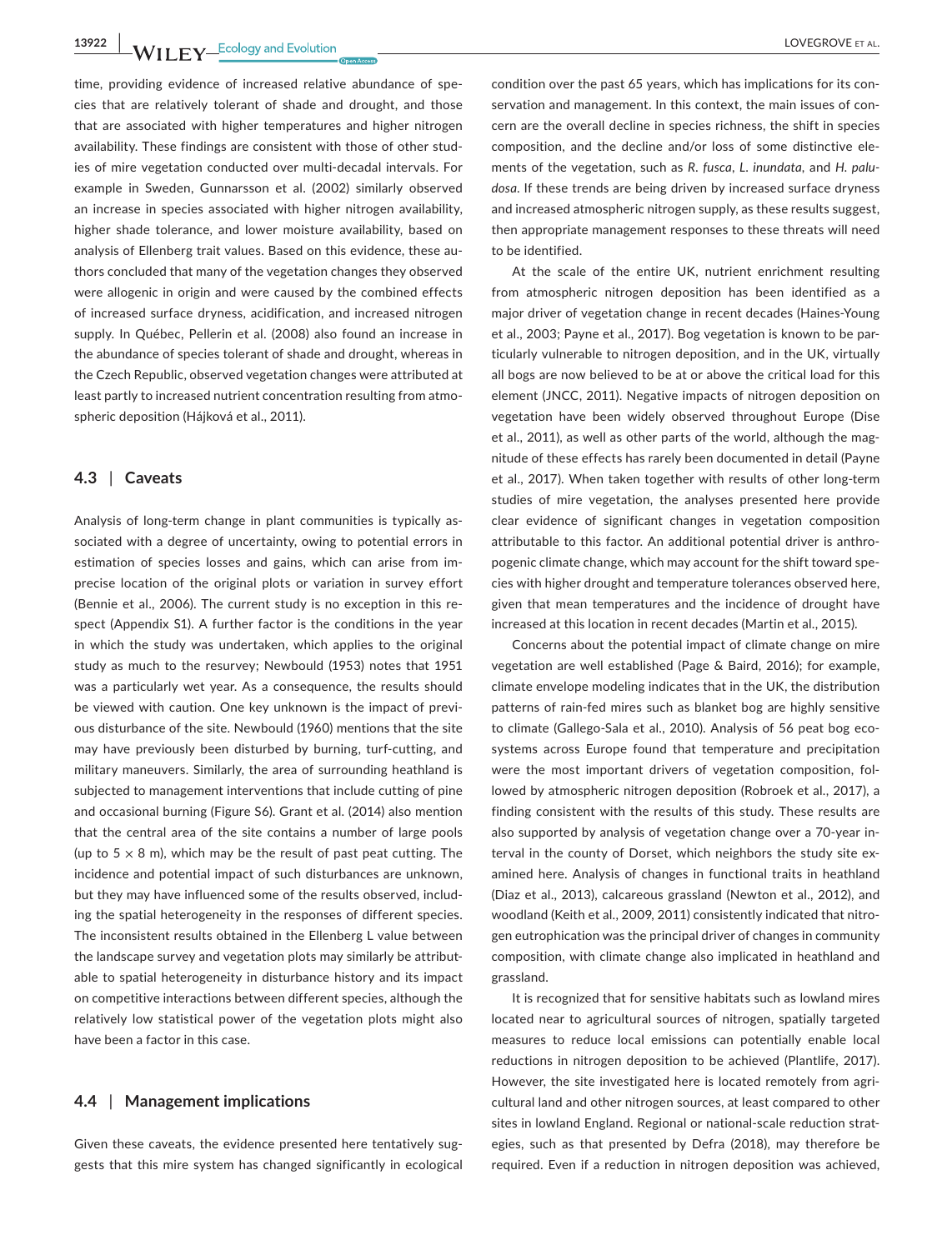time, providing evidence of increased relative abundance of species that are relatively tolerant of shade and drought, and those that are associated with higher temperatures and higher nitrogen availability. These findings are consistent with those of other studies of mire vegetation conducted over multi-decadal intervals. For example in Sweden, Gunnarsson et al. (2002) similarly observed an increase in species associated with higher nitrogen availability, higher shade tolerance, and lower moisture availability, based on analysis of Ellenberg trait values. Based on this evidence, these authors concluded that many of the vegetation changes they observed were allogenic in origin and were caused by the combined effects of increased surface dryness, acidification, and increased nitrogen supply. In Québec, Pellerin et al. (2008) also found an increase in the abundance of species tolerant of shade and drought, whereas in the Czech Republic, observed vegetation changes were attributed at least partly to increased nutrient concentration resulting from atmospheric deposition (Hájková et al., 2011).

### 4.3 | Caveats

Analysis of long-term change in plant communities is typically associated with a degree of uncertainty, owing to potential errors in estimation of species losses and gains, which can arise from imprecise location of the original plots or variation in survey effort (Bennie et al., 2006). The current study is no exception in this respect (Appendix S1). A further factor is the conditions in the year in which the study was undertaken, which applies to the original study as much to the resurvey; Newbould (1953) notes that 1951 was a particularly wet year. As a consequence, the results should be viewed with caution. One key unknown is the impact of previous disturbance of the site. Newbould (1960) mentions that the site may have previously been disturbed by burning, turf-cutting, and military maneuvers. Similarly, the area of surrounding heathland is subjected to management interventions that include cutting of pine and occasional burning (Figure S6). Grant et al. (2014) also mention that the central area of the site contains a number of large pools (up to 5 × 8 m), which may be the result of past peat cutting. The incidence and potential impact of such disturbances are unknown, but they may have influenced some of the results observed, including the spatial heterogeneity in the responses of different species. The inconsistent results obtained in the Ellenberg L value between the landscape survey and vegetation plots may similarly be attributable to spatial heterogeneity in disturbance history and its impact on competitive interactions between different species, although the relatively low statistical power of the vegetation plots might also have been a factor in this case.

### 4.4 | Management implications

Given these caveats, the evidence presented here tentatively suggests that this mire system has changed significantly in ecological condition over the past 65 years, which has implications for its conservation and management. In this context, the main issues of concern are the overall decline in species richness, the shift in species composition, and the decline and/or loss of some distinctive elements of the vegetation, such as *R. fusca*, *L. inundata*, and *H. paludosa*. If these trends are being driven by increased surface dryness and increased atmospheric nitrogen supply, as these results suggest, then appropriate management responses to these threats will need to be identified.

At the scale of the entire UK, nutrient enrichment resulting from atmospheric nitrogen deposition has been identified as a major driver of vegetation change in recent decades (Haines-Young et al., 2003; Payne et al., 2017). Bog vegetation is known to be particularly vulnerable to nitrogen deposition, and in the UK, virtually all bogs are now believed to be at or above the critical load for this element (JNCC, 2011). Negative impacts of nitrogen deposition on vegetation have been widely observed throughout Europe (Dise et al., 2011), as well as other parts of the world, although the magnitude of these effects has rarely been documented in detail (Payne et al., 2017). When taken together with results of other long-term studies of mire vegetation, the analyses presented here provide clear evidence of significant changes in vegetation composition attributable to this factor. An additional potential driver is anthropogenic climate change, which may account for the shift toward species with higher drought and temperature tolerances observed here, given that mean temperatures and the incidence of drought have increased at this location in recent decades (Martin et al., 2015).

Concerns about the potential impact of climate change on mire vegetation are well established (Page & Baird, 2016); for example, climate envelope modeling indicates that in the UK, the distribution patterns of rain-fed mires such as blanket bog are highly sensitive to climate (Gallego-Sala et al., 2010). Analysis of 56 peat bog ecosystems across Europe found that temperature and precipitation were the most important drivers of vegetation composition, followed by atmospheric nitrogen deposition (Robroek et al., 2017), a finding consistent with the results of this study. These results are also supported by analysis of vegetation change over a 70-year interval in the county of Dorset, which neighbors the study site examined here. Analysis of changes in functional traits in heathland (Diaz et al., 2013), calcareous grassland (Newton et al., 2012), and woodland (Keith et al., 2009, 2011) consistently indicated that nitrogen eutrophication was the principal driver of changes in community composition, with climate change also implicated in heathland and grassland.

It is recognized that for sensitive habitats such as lowland mires located near to agricultural sources of nitrogen, spatially targeted measures to reduce local emissions can potentially enable local reductions in nitrogen deposition to be achieved (Plantlife, 2017). However, the site investigated here is located remotely from agricultural land and other nitrogen sources, at least compared to other sites in lowland England. Regional or national-scale reduction strategies, such as that presented by Defra (2018), may therefore be required. Even if a reduction in nitrogen deposition was achieved,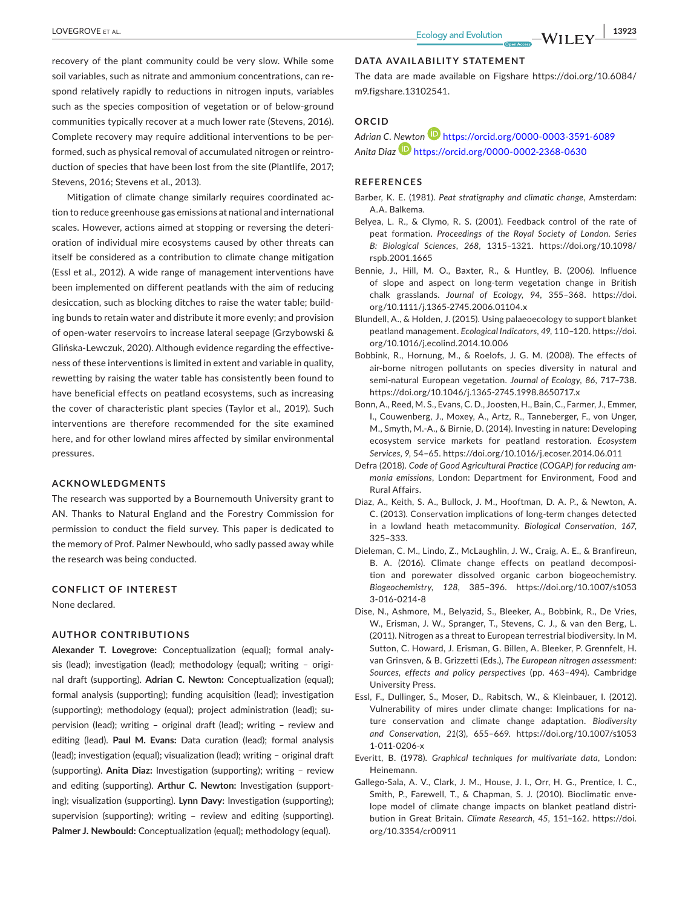recovery of the plant community could be very slow. While some soil variables, such as nitrate and ammonium concentrations, can respond relatively rapidly to reductions in nitrogen inputs, variables such as the species composition of vegetation or of below-ground communities typically recover at a much lower rate (Stevens, 2016). Complete recovery may require additional interventions to be performed, such as physical removal of accumulated nitrogen or reintroduction of species that have been lost from the site (Plantlife, 2017; Stevens, 2016; Stevens et al., 2013).

Mitigation of climate change similarly requires coordinated action to reduce greenhouse gas emissions at national and international scales. However, actions aimed at stopping or reversing the deterioration of individual mire ecosystems caused by other threats can itself be considered as a contribution to climate change mitigation (Essl et al., 2012). A wide range of management interventions have been implemented on different peatlands with the aim of reducing desiccation, such as blocking ditches to raise the water table; building bunds to retain water and distribute it more evenly; and provision of open-water reservoirs to increase lateral seepage (Grzybowski & Glińska-Lewczuk, 2020). Although evidence regarding the effectiveness of these interventions is limited in extent and variable in quality, rewetting by raising the water table has consistently been found to have beneficial effects on peatland ecosystems, such as increasing the cover of characteristic plant species (Taylor et al., 2019). Such interventions are therefore recommended for the site examined here, and for other lowland mires affected by similar environmental pressures.

## ACKNOWLEDGMENTS

The research was supported by a Bournemouth University grant to AN. Thanks to Natural England and the Forestry Commission for permission to conduct the field survey. This paper is dedicated to the memory of Prof. Palmer Newbould, who sadly passed away while the research was being conducted.

## CONFLICT OF INTEREST

None declared.

## AUTHOR CONTRIBUTIONS

**Alexander T. Lovegrove:** Conceptualization (equal); formal analysis (lead); investigation (lead); methodology (equal); writing – original draft (supporting). **Adrian C. Newton:** Conceptualization (equal); formal analysis (supporting); funding acquisition (lead); investigation (supporting); methodology (equal); project administration (lead); supervision (lead); writing – original draft (lead); writing – review and editing (lead). **Paul M. Evans:** Data curation (lead); formal analysis (lead); investigation (equal); visualization (lead); writing – original draft (supporting). **Anita Diaz:** Investigation (supporting); writing – review and editing (supporting). **Arthur C. Newton:** Investigation (supporting); visualization (supporting). **Lynn Davy:** Investigation (supporting); supervision (supporting); writing – review and editing (supporting). **Palmer J. Newbould:** Conceptualization (equal); methodology (equal).

## DATA AVAILABILITY STATEMENT

The data are made available on Figshare https://doi.org/10.6084/m9.figshare.13102541.

## ORCID

*Adrian C. Newton* https://orcid.org/0000-0003-3591-6089
*Anita Diaz* https://orcid.org/0000-0002-2368-0630

## REFERENCES

Barber, K. E. (1981). *Peat stratigraphy and climatic change*, Amsterdam: A.A. Balkema.

Belyea, L. R., & Clymo, R. S. (2001). Feedback control of the rate of peat formation. *Proceedings of the Royal Society of London. Series B: Biological Sciences*, *268*, 1315–1321. https://doi.org/10.1098/rspb.2001.1665

Bennie, J., Hill, M. O., Baxter, R., & Huntley, B. (2006). Influence of slope and aspect on long-term vegetation change in British chalk grasslands. *Journal of Ecology*, *94*, 355–368. https://doi.org/10.1111/j.1365-2745.2006.01104.x

Blundell, A., & Holden, J. (2015). Using palaeoecology to support blanket peatland management. *Ecological Indicators*, *49*, 110–120. https://doi.org/10.1016/j.ecolind.2014.10.006

Bobbink, R., Hornung, M., & Roelofs, J. G. M. (2008). The effects of air-borne nitrogen pollutants on species diversity in natural and semi-natural European vegetation. *Journal of Ecology*, *86*, 717–738. https://doi.org/10.1046/j.1365-2745.1998.8650717.x

Bonn, A., Reed, M. S., Evans, C. D., Joosten, H., Bain, C., Farmer, J., Emmer, I., Couwenberg, J., Moxey, A., Artz, R., Tanneberger, F., von Unger, M., Smyth, M.-A., & Birnie, D. (2014). Investing in nature: Developing ecosystem service markets for peatland restoration. *Ecosystem Services*, *9*, 54–65. https://doi.org/10.1016/j.ecoser.2014.06.011

Defra (2018). *Code of Good Agricultural Practice (COGAP) for reducing ammonia emissions*, London: Department for Environment, Food and Rural Affairs.

Diaz, A., Keith, S. A., Bullock, J. M., Hooftman, D. A. P., & Newton, A. C. (2013). Conservation implications of long-term changes detected in a lowland heath metacommunity. *Biological Conservation*, *167*, 325–333.

Dieleman, C. M., Lindo, Z., McLaughlin, J. W., Craig, A. E., & Branfireun, B. A. (2016). Climate change effects on peatland decomposition and porewater dissolved organic carbon biogeochemistry. *Biogeochemistry*, *128*, 385–396. https://doi.org/10.1007/s10533-016-0214-8

Dise, N., Ashmore, M., Belyazid, S., Bleeker, A., Bobbink, R., De Vries, W., Erisman, J. W., Spranger, T., Stevens, C. J., & van den Berg, L. (2011). Nitrogen as a threat to European terrestrial biodiversity. In M. Sutton, C. Howard, J. Erisman, G. Billen, A. Bleeker, P. Grennfelt, H. van Grinsven, & B. Grizzetti (Eds.), *The European nitrogen assessment: Sources, effects and policy perspectives* (pp. 463–494). Cambridge University Press.

Essl, F., Dullinger, S., Moser, D., Rabitsch, W., & Kleinbauer, I. (2012). Vulnerability of mires under climate change: Implications for nature conservation and climate change adaptation. *Biodiversity and Conservation*, *21*(3), 655–669. https://doi.org/10.1007/s10531-011-0206-x

Everitt, B. (1978). *Graphical techniques for multivariate data*, London: Heinemann.

Gallego-Sala, A. V., Clark, J. M., House, J. I., Orr, H. G., Prentice, I. C., Smith, P., Farewell, T., & Chapman, S. J. (2010). Bioclimatic envelope model of climate change impacts on blanket peatland distribution in Great Britain. *Climate Research*, *45*, 151–162. https://doi.org/10.3354/cr00911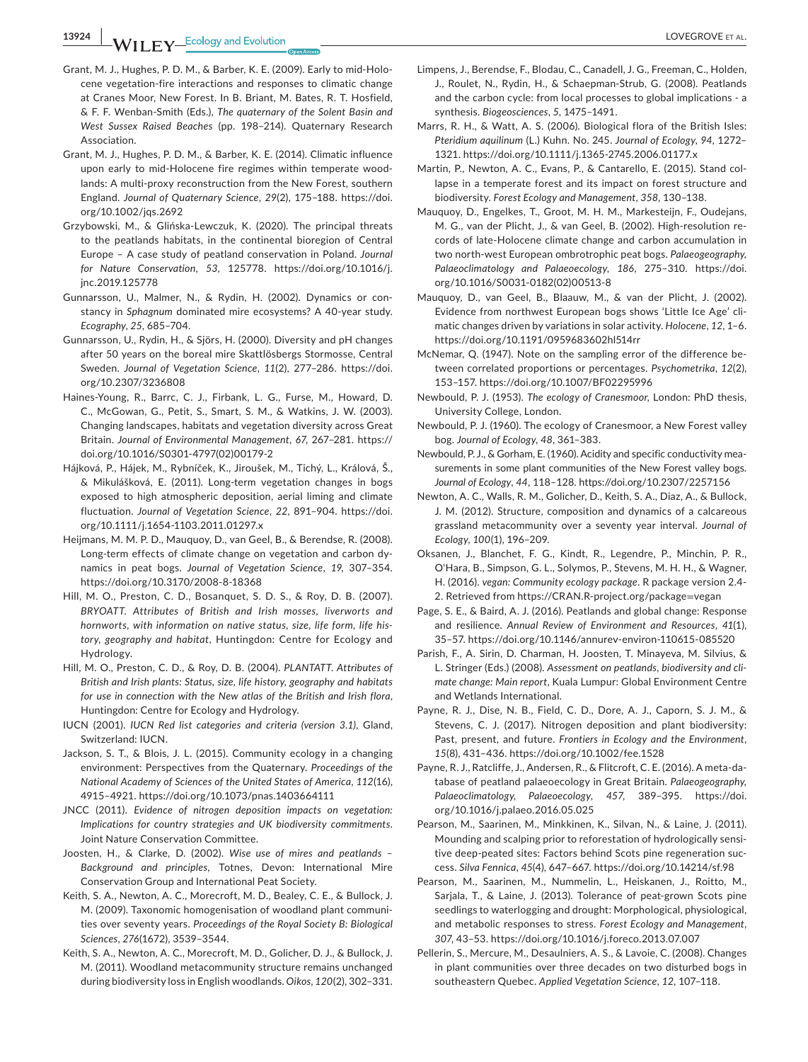Grant, M. J., Hughes, P. D. M., & Barber, K. E. (2009). Early to mid-Holocene vegetation-fire interactions and responses to climatic change at Cranes Moor, New Forest. In B. Briant, M. Bates, R. T. Hosfield, & F. F. Wenban-Smith (Eds.), *The quaternary of the Solent Basin and West Sussex Raised Beaches* (pp. 198–214). Quaternary Research Association.

Grant, M. J., Hughes, P. D. M., & Barber, K. E. (2014). Climatic influence upon early to mid-Holocene fire regimes within temperate woodlands: A multi-proxy reconstruction from the New Forest, southern England. *Journal of Quaternary Science*, *29*(2), 175–188. https://doi.org/10.1002/jqs.2692

Grzybowski, M., & Glińska-Lewczuk, K. (2020). The principal threats to the peatlands habitats, in the continental bioregion of Central Europe – A case study of peatland conservation in Poland. *Journal for Nature Conservation*, *53*, 125778. https://doi.org/10.1016/j.jnc.2019.125778

Gunnarsson, U., Malmer, N., & Rydin, H. (2002). Dynamics or constancy in *Sphagnum* dominated mire ecosystems? A 40-year study. *Ecography*, *25*, 685–704.

Gunnarsson, U., Rydin, H., & Sjörs, H. (2000). Diversity and pH changes after 50 years on the boreal mire Skattlösbergs Stormosse, Central Sweden. *Journal of Vegetation Science*, *11*(2), 277–286. https://doi.org/10.2307/3236808

Haines-Young, R., Barrc, C. J., Firbank, L. G., Furse, M., Howard, D. C., McGowan, G., Petit, S., Smart, S. M., & Watkins, J. W. (2003). Changing landscapes, habitats and vegetation diversity across Great Britain. *Journal of Environmental Management*, *67*, 267–281. https://doi.org/10.1016/S0301-4797(02)00179-2

Hájková, P., Hájek, M., Rybníček, K., Jiroušek, M., Tichý, L., Králová, Š., & Mikulášková, E. (2011). Long-term vegetation changes in bogs exposed to high atmospheric deposition, aerial liming and climate fluctuation. *Journal of Vegetation Science*, *22*, 891–904. https://doi.org/10.1111/j.1654-1103.2011.01297.x

Heijmans, M. M. P. D., Mauquoy, D., van Geel, B., & Berendse, R. (2008). Long-term effects of climate change on vegetation and carbon dynamics in peat bogs. *Journal of Vegetation Science*, *19*, 307–354. https://doi.org/10.3170/2008-8-18368

Hill, M. O., Preston, C. D., Bosanquet, S. D. S., & Roy, D. B. (2007). *BRYOATT. Attributes of British and Irish mosses, liverworts and hornworts, with information on native status, size, life form, life history, geography and habitat*, Huntingdon: Centre for Ecology and Hydrology.

Hill, M. O., Preston, C. D., & Roy, D. B. (2004). *PLANTATT. Attributes of British and Irish plants: Status, size, life history, geography and habitats for use in connection with the New atlas of the British and Irish flora*, Huntingdon: Centre for Ecology and Hydrology.

IUCN (2001). *IUCN Red list categories and criteria (version 3.1)*, Gland, Switzerland: IUCN.

Jackson, S. T., & Blois, J. L. (2015). Community ecology in a changing environment: Perspectives from the Quaternary. *Proceedings of the National Academy of Sciences of the United States of America*, *112*(16), 4915–4921. https://doi.org/10.1073/pnas.1403664111

JNCC (2011). *Evidence of nitrogen deposition impacts on vegetation: Implications for country strategies and UK biodiversity commitments*. Joint Nature Conservation Committee.

Joosten, H., & Clarke, D. (2002). *Wise use of mires and peatlands – Background and principles*, Totnes, Devon: International Mire Conservation Group and International Peat Society.

Keith, S. A., Newton, A. C., Morecroft, M. D., Bealey, C. E., & Bullock, J. M. (2009). Taxonomic homogenisation of woodland plant communities over seventy years. *Proceedings of the Royal Society B: Biological Sciences*, *276*(1672), 3539–3544.

Keith, S. A., Newton, A. C., Morecroft, M. D., Golicher, D. J., & Bullock, J. M. (2011). Woodland metacommunity structure remains unchanged during biodiversity loss in English woodlands. *Oikos*, *120*(2), 302–331.

Limpens, J., Berendse, F., Blodau, C., Canadell, J. G., Freeman, C., Holden, J., Roulet, N., Rydin, H., & Schaepman-Strub, G. (2008). Peatlands and the carbon cycle: from local processes to global implications - a synthesis. *Biogeosciences*, *5*, 1475–1491.

Marrs, R. H., & Watt, A. S. (2006). Biological flora of the British Isles: *Pteridium aquilinum* (L.) Kuhn. No. 245. *Journal of Ecology*, *94*, 1272–1321. https://doi.org/10.1111/j.1365-2745.2006.01177.x

Martin, P., Newton, A. C., Evans, P., & Cantarello, E. (2015). Stand collapse in a temperate forest and its impact on forest structure and biodiversity. *Forest Ecology and Management*, *358*, 130–138.

Mauquoy, D., Engelkes, T., Groot, M. H. M., Markesteijn, F., Oudejans, M. G., van der Plicht, J., & van Geel, B. (2002). High-resolution records of late-Holocene climate change and carbon accumulation in two north-west European ombrotrophic peat bogs. *Palaeogeography, Palaeoclimatology and Palaeoecology*, *186*, 275–310. https://doi.org/10.1016/S0031-0182(02)00513-8

Mauquoy, D., van Geel, B., Blaauw, M., & van der Plicht, J. (2002). Evidence from northwest European bogs shows 'Little Ice Age' climatic changes driven by variations in solar activity. *Holocene*, *12*, 1–6. https://doi.org/10.1191/0959683602hl514rr

McNemar, Q. (1947). Note on the sampling error of the difference between correlated proportions or percentages. *Psychometrika*, *12*(2), 153–157. https://doi.org/10.1007/BF02295996

Newbould, P. J. (1953). *The ecology of Cranesmoor*, London: PhD thesis, University College, London.

Newbould, P. J. (1960). The ecology of Cranesmoor, a New Forest valley bog. *Journal of Ecology*, *48*, 361–383.

Newbould, P. J., & Gorham, E. (1960). Acidity and specific conductivity measurements in some plant communities of the New Forest valley bogs. *Journal of Ecology*, *44*, 118–128. https://doi.org/10.2307/2257156

Newton, A. C., Walls, R. M., Golicher, D., Keith, S. A., Diaz, A., & Bullock, J. M. (2012). Structure, composition and dynamics of a calcareous grassland metacommunity over a seventy year interval. *Journal of Ecology*, *100*(1), 196–209.

Oksanen, J., Blanchet, F. G., Kindt, R., Legendre, P., Minchin, P. R., O'Hara, B., Simpson, G. L., Solymos, P., Stevens, M. H. H., & Wagner, H. (2016). *vegan: Community ecology package*. R package version 2.4-2. Retrieved from https://CRAN.R-project.org/package=vegan

Page, S. E., & Baird, A. J. (2016). Peatlands and global change: Response and resilience. *Annual Review of Environment and Resources*, *41*(1), 35–57. https://doi.org/10.1146/annurev-environ-110615-085520

Parish, F., A. Sirin, D. Charman, H. Joosten, T. Minayeva, M. Silvius, & L. Stringer (Eds.) (2008). *Assessment on peatlands, biodiversity and climate change: Main report*, Kuala Lumpur: Global Environment Centre and Wetlands International.

Payne, R. J., Dise, N. B., Field, C. D., Dore, A. J., Caporn, S. J. M., & Stevens, C. J. (2017). Nitrogen deposition and plant biodiversity: Past, present, and future. *Frontiers in Ecology and the Environment*, *15*(8), 431–436. https://doi.org/10.1002/fee.1528

Payne, R. J., Ratcliffe, J., Andersen, R., & Flitcroft, C. E. (2016). A meta-database of peatland palaeoecology in Great Britain. *Palaeogeography, Palaeoclimatology, Palaeoecology*, *457*, 389–395. https://doi.org/10.1016/j.palaeo.2016.05.025

Pearson, M., Saarinen, M., Minkkinen, K., Silvan, N., & Laine, J. (2011). Mounding and scalping prior to reforestation of hydrologically sensitive deep-peated sites: Factors behind Scots pine regeneration success. *Silva Fennica*, *45*(4), 647–667. https://doi.org/10.14214/sf.98

Pearson, M., Saarinen, M., Nummelin, L., Heiskanen, J., Roitto, M., Sarjala, T., & Laine, J. (2013). Tolerance of peat-grown Scots pine seedlings to waterlogging and drought: Morphological, physiological, and metabolic responses to stress. *Forest Ecology and Management*, *307*, 43–53. https://doi.org/10.1016/j.foreco.2013.07.007

Pellerin, S., Mercure, M., Desaulniers, A. S., & Lavoie, C. (2008). Changes in plant communities over three decades on two disturbed bogs in southeastern Quebec. *Applied Vegetation Science*, *12*, 107–118.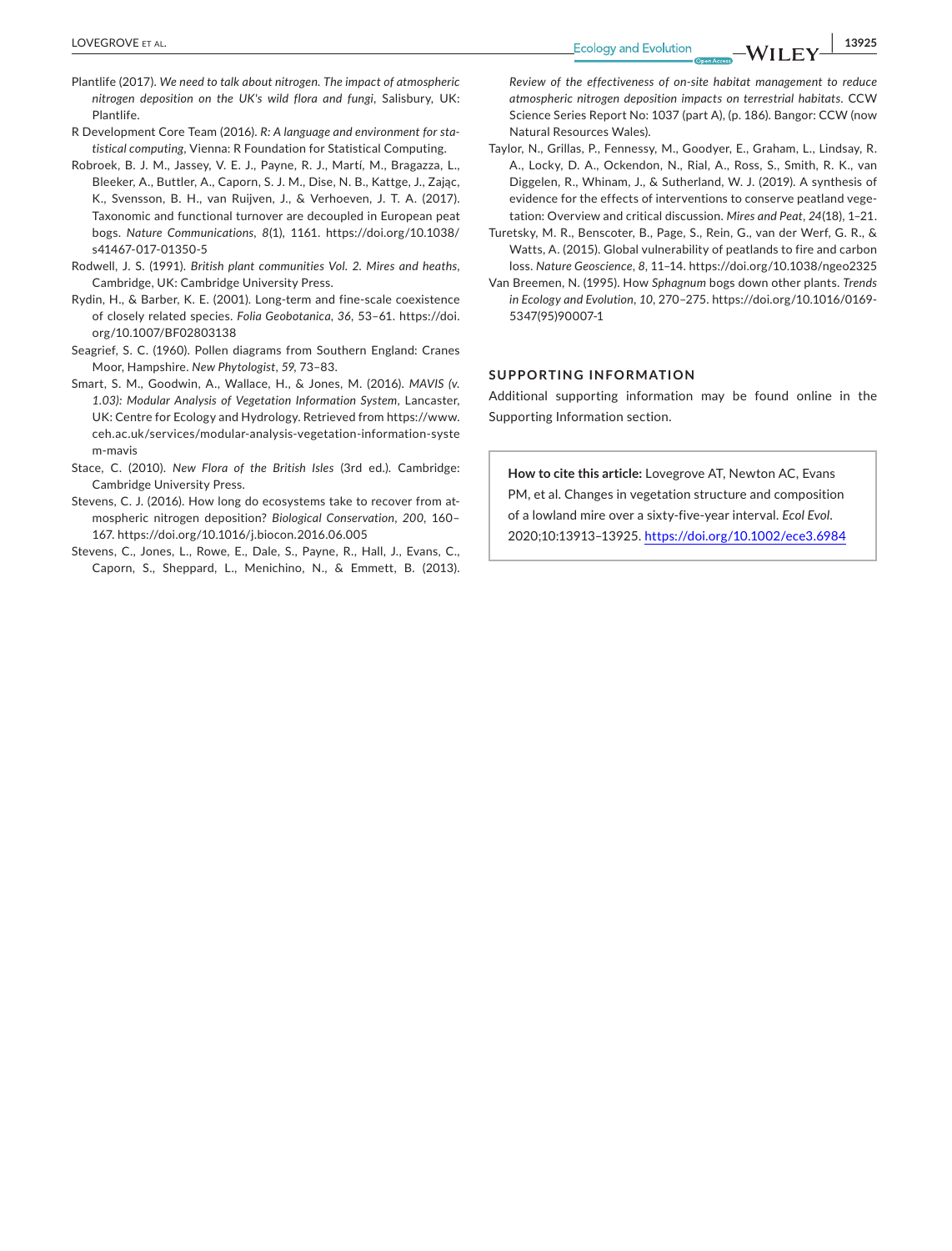Plantlife (2017). *We need to talk about nitrogen. The impact of atmospheric nitrogen deposition on the UK's wild flora and fungi*, Salisbury, UK: Plantlife.

R Development Core Team (2016). *R: A language and environment for statistical computing*, Vienna: R Foundation for Statistical Computing.

Robroek, B. J. M., Jassey, V. E. J., Payne, R. J., Martí, M., Bragazza, L., Bleeker, A., Buttler, A., Caporn, S. J. M., Dise, N. B., Kattge, J., Zając, K., Svensson, B. H., van Ruijven, J., & Verhoeven, J. T. A. (2017). Taxonomic and functional turnover are decoupled in European peat bogs. *Nature Communications*, *8*(1), 1161. https://doi.org/10.1038/s41467-017-01350-5

Rodwell, J. S. (1991). *British plant communities Vol. 2. Mires and heaths*, Cambridge, UK: Cambridge University Press.

Rydin, H., & Barber, K. E. (2001). Long-term and fine-scale coexistence of closely related species. *Folia Geobotanica*, *36*, 53–61. https://doi.org/10.1007/BF02803138

Seagrief, S. C. (1960). Pollen diagrams from Southern England: Cranes Moor, Hampshire. *New Phytologist*, *59*, 73–83.

Smart, S. M., Goodwin, A., Wallace, H., & Jones, M. (2016). *MAVIS (v. 1.03): Modular Analysis of Vegetation Information System*, Lancaster, UK: Centre for Ecology and Hydrology. Retrieved from https://www.ceh.ac.uk/services/modular-analysis-vegetation-information-system-mavis

Stace, C. (2010). *New Flora of the British Isles* (3rd ed.). Cambridge: Cambridge University Press.

Stevens, C. J. (2016). How long do ecosystems take to recover from atmospheric nitrogen deposition? *Biological Conservation*, *200*, 160–167. https://doi.org/10.1016/j.biocon.2016.06.005

Stevens, C., Jones, L., Rowe, E., Dale, S., Payne, R., Hall, J., Evans, C., Caporn, S., Sheppard, L., Menichino, N., & Emmett, B. (2013). *Review of the effectiveness of on-site habitat management to reduce atmospheric nitrogen deposition impacts on terrestrial habitats*. CCW Science Series Report No: 1037 (part A), (p. 186). Bangor: CCW (now Natural Resources Wales).

Taylor, N., Grillas, P., Fennessy, M., Goodyer, E., Graham, L., Lindsay, R. A., Locky, D. A., Ockendon, N., Rial, A., Ross, S., Smith, R. K., van Diggelen, R., Whinam, J., & Sutherland, W. J. (2019). A synthesis of evidence for the effects of interventions to conserve peatland vegetation: Overview and critical discussion. *Mires and Peat*, *24*(18), 1–21.

Turetsky, M. R., Benscoter, B., Page, S., Rein, G., van der Werf, G. R., & Watts, A. (2015). Global vulnerability of peatlands to fire and carbon loss. *Nature Geoscience*, *8*, 11–14. https://doi.org/10.1038/ngeo2325

Van Breemen, N. (1995). How *Sphagnum* bogs down other plants. *Trends in Ecology and Evolution*, *10*, 270–275. https://doi.org/10.1016/0169-5347(95)90007-1

## SUPPORTING INFORMATION

Additional supporting information may be found online in the Supporting Information section.

**How to cite this article:** Lovegrove AT, Newton AC, Evans PM, et al. Changes in vegetation structure and composition of a lowland mire over a sixty-five-year interval. *Ecol Evol*. 2020;10:13913–13925. https://doi.org/10.1002/ece3.6984